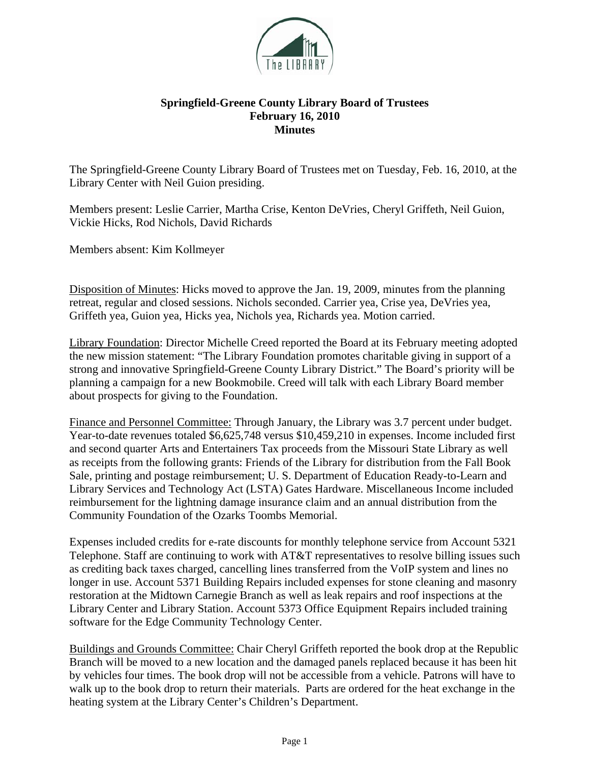# Springfield-Greene County Library Board of Trustees
## February 16, 2010
## Minutes

The Springfield-Greene County Library Board of Trustees met on Tuesday, Feb. 16, 2010, at the Library Center with Neil Guion presiding.

Members present: Leslie Carrier, Martha Crise, Kenton DeVries, Cheryl Griffeth, Neil Guion, Vickie Hicks, Rod Nichols, David Richards

Members absent: Kim Kollmeyer

Disposition of Minutes: Hicks moved to approve the Jan. 19, 2009, minutes from the planning retreat, regular and closed sessions. Nichols seconded. Carrier yea, Crise yea, DeVries yea, Griffeth yea, Guion yea, Hicks yea, Nichols yea, Richards yea. Motion carried.

Library Foundation: Director Michelle Creed reported the Board at its February meeting adopted the new mission statement: "The Library Foundation promotes charitable giving in support of a strong and innovative Springfield-Greene County Library District." The Board's priority will be planning a campaign for a new Bookmobile. Creed will talk with each Library Board member about prospects for giving to the Foundation.

Finance and Personnel Committee: Through January, the Library was 3.7 percent under budget. Year-to-date revenues totaled \$6,625,748 versus \$10,459,210 in expenses. Income included first and second quarter Arts and Entertainers Tax proceeds from the Missouri State Library as well as receipts from the following grants: Friends of the Library for distribution from the Fall Book Sale, printing and postage reimbursement; U. S. Department of Education Ready-to-Learn and Library Services and Technology Act (LSTA) Gates Hardware. Miscellaneous Income included reimbursement for the lightning damage insurance claim and an annual distribution from the Community Foundation of the Ozarks Toombs Memorial.

Expenses included credits for e-rate discounts for monthly telephone service from Account 5321 Telephone. Staff are continuing to work with AT&T representatives to resolve billing issues such as crediting back taxes charged, cancelling lines transferred from the VoIP system and lines no longer in use. Account 5371 Building Repairs included expenses for stone cleaning and masonry restoration at the Midtown Carnegie Branch as well as leak repairs and roof inspections at the Library Center and Library Station. Account 5373 Office Equipment Repairs included training software for the Edge Community Technology Center.

Buildings and Grounds Committee: Chair Cheryl Griffeth reported the book drop at the Republic Branch will be moved to a new location and the damaged panels replaced because it has been hit by vehicles four times. The book drop will not be accessible from a vehicle. Patrons will have to walk up to the book drop to return their materials. Parts are ordered for the heat exchange in the heating system at the Library Center's Children's Department.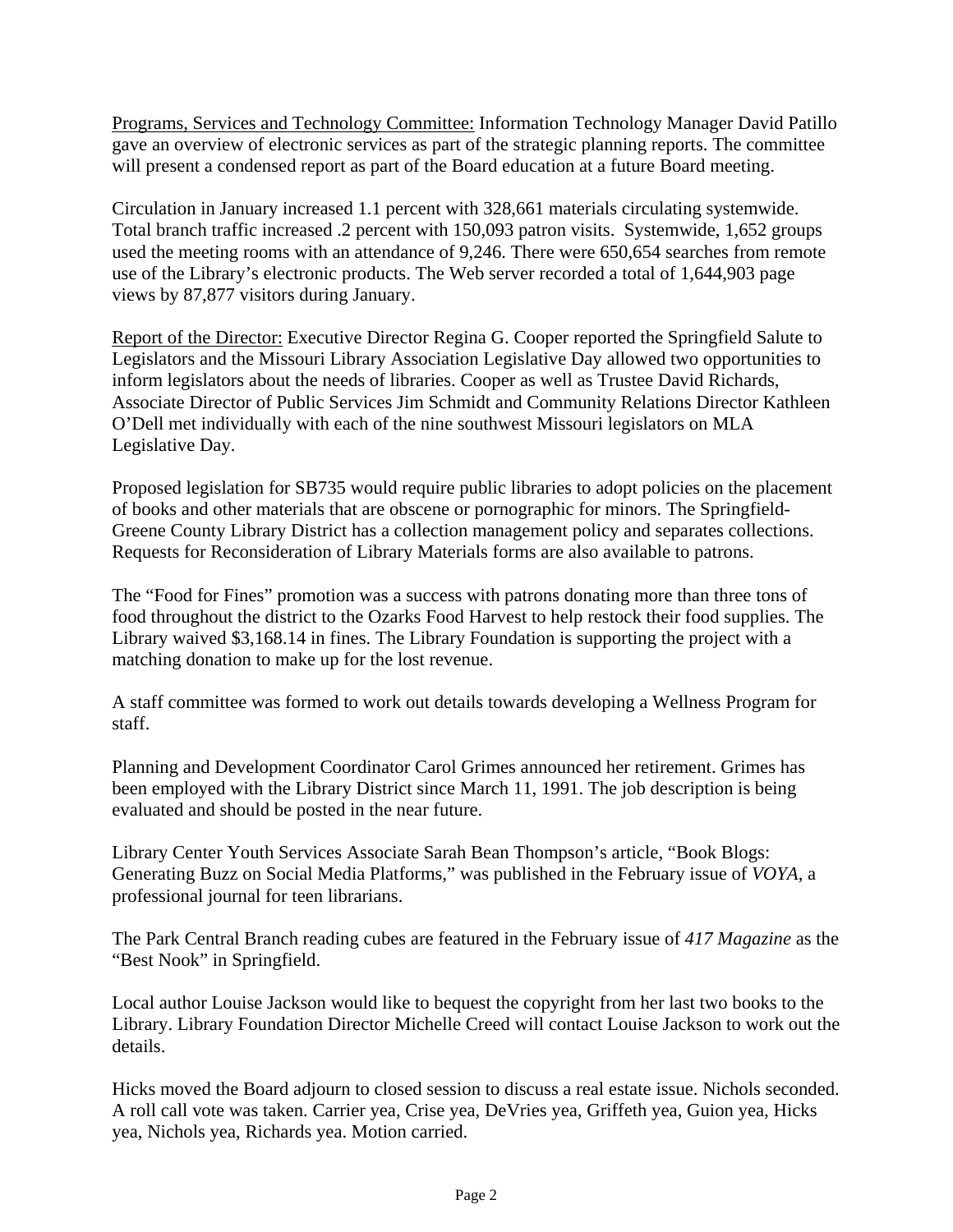<u>Programs, Services and Technology Committee:</u> Information Technology Manager David Patillo gave an overview of electronic services as part of the strategic planning reports. The committee will present a condensed report as part of the Board education at a future Board meeting.

Circulation in January increased 1.1 percent with 328,661 materials circulating systemwide. Total branch traffic increased .2 percent with 150,093 patron visits. Systemwide, 1,652 groups used the meeting rooms with an attendance of 9,246. There were 650,654 searches from remote use of the Library's electronic products. The Web server recorded a total of 1,644,903 page views by 87,877 visitors during January.

<u>Report of the Director:</u> Executive Director Regina G. Cooper reported the Springfield Salute to Legislators and the Missouri Library Association Legislative Day allowed two opportunities to inform legislators about the needs of libraries. Cooper as well as Trustee David Richards, Associate Director of Public Services Jim Schmidt and Community Relations Director Kathleen O'Dell met individually with each of the nine southwest Missouri legislators on MLA Legislative Day.

Proposed legislation for SB735 would require public libraries to adopt policies on the placement of books and other materials that are obscene or pornographic for minors. The Springfield-Greene County Library District has a collection management policy and separates collections. Requests for Reconsideration of Library Materials forms are also available to patrons.

The "Food for Fines" promotion was a success with patrons donating more than three tons of food throughout the district to the Ozarks Food Harvest to help restock their food supplies. The Library waived $3,168.14 in fines. The Library Foundation is supporting the project with a matching donation to make up for the lost revenue.

A staff committee was formed to work out details towards developing a Wellness Program for staff.

Planning and Development Coordinator Carol Grimes announced her retirement. Grimes has been employed with the Library District since March 11, 1991. The job description is being evaluated and should be posted in the near future.

Library Center Youth Services Associate Sarah Bean Thompson's article, "Book Blogs: Generating Buzz on Social Media Platforms," was published in the February issue of *VOYA*, a professional journal for teen librarians.

The Park Central Branch reading cubes are featured in the February issue of *417 Magazine* as the "Best Nook" in Springfield.

Local author Louise Jackson would like to bequest the copyright from her last two books to the Library. Library Foundation Director Michelle Creed will contact Louise Jackson to work out the details.

Hicks moved the Board adjourn to closed session to discuss a real estate issue. Nichols seconded. A roll call vote was taken. Carrier yea, Crise yea, DeVries yea, Griffeth yea, Guion yea, Hicks yea, Nichols yea, Richards yea. Motion carried.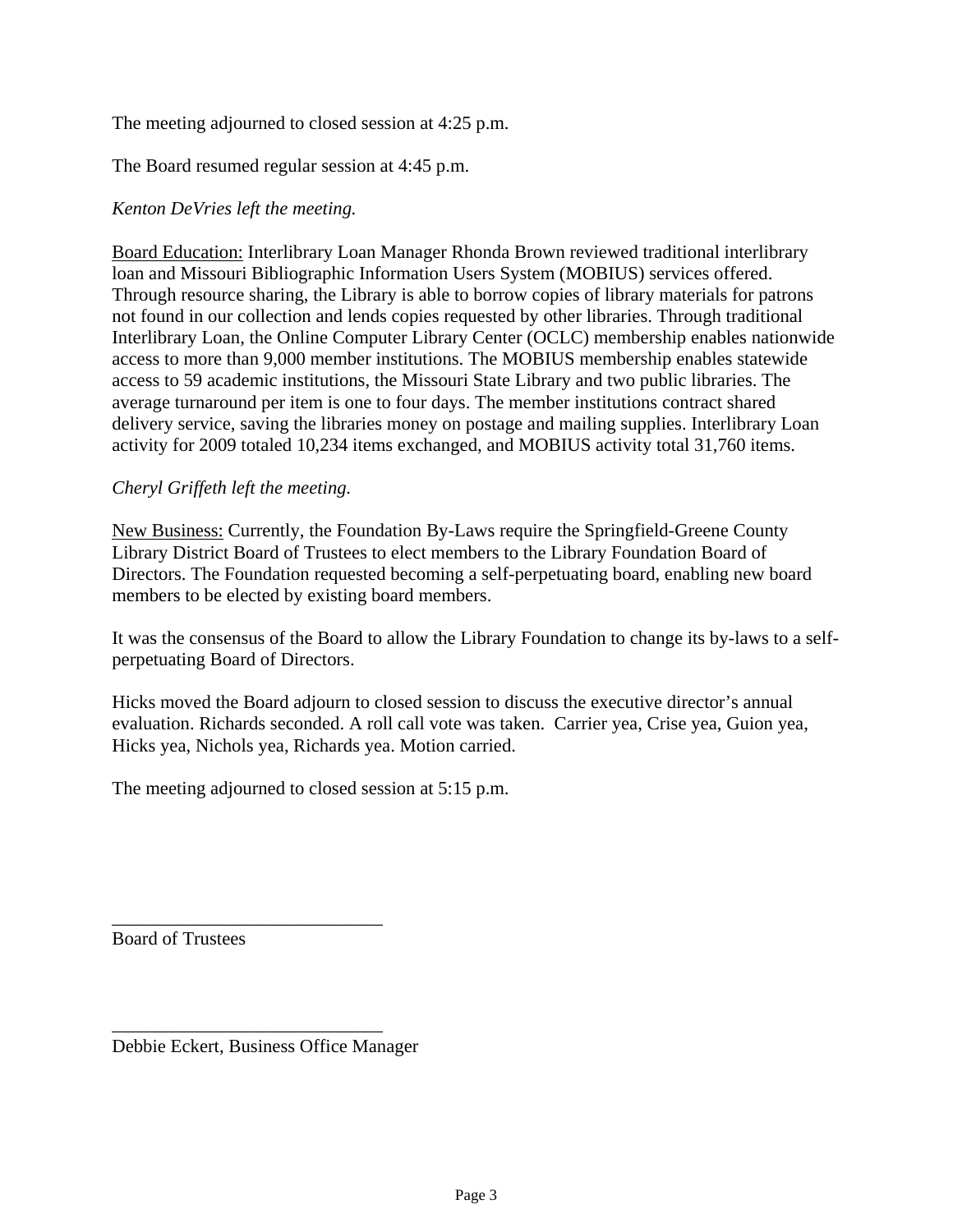The meeting adjourned to closed session at 4:25 p.m.

The Board resumed regular session at 4:45 p.m.

*Kenton DeVries left the meeting.*

Board Education: Interlibrary Loan Manager Rhonda Brown reviewed traditional interlibrary loan and Missouri Bibliographic Information Users System (MOBIUS) services offered. Through resource sharing, the Library is able to borrow copies of library materials for patrons not found in our collection and lends copies requested by other libraries. Through traditional Interlibrary Loan, the Online Computer Library Center (OCLC) membership enables nationwide access to more than 9,000 member institutions. The MOBIUS membership enables statewide access to 59 academic institutions, the Missouri State Library and two public libraries. The average turnaround per item is one to four days. The member institutions contract shared delivery service, saving the libraries money on postage and mailing supplies. Interlibrary Loan activity for 2009 totaled 10,234 items exchanged, and MOBIUS activity total 31,760 items.

*Cheryl Griffeth left the meeting.*

New Business: Currently, the Foundation By-Laws require the Springfield-Greene County Library District Board of Trustees to elect members to the Library Foundation Board of Directors. The Foundation requested becoming a self-perpetuating board, enabling new board members to be elected by existing board members.

It was the consensus of the Board to allow the Library Foundation to change its by-laws to a self-perpetuating Board of Directors.

Hicks moved the Board adjourn to closed session to discuss the executive director's annual evaluation. Richards seconded. A roll call vote was taken. Carrier yea, Crise yea, Guion yea, Hicks yea, Nichols yea, Richards yea. Motion carried.

The meeting adjourned to closed session at 5:15 p.m.

\_\_\_\_\_\_\_\_\_\_\_\_\_\_\_\_\_\_\_\_\_\_\_\_\_\_\_\_\_\_

Board of Trustees

\_\_\_\_\_\_\_\_\_\_\_\_\_\_\_\_\_\_\_\_\_\_\_\_\_\_\_\_\_\_

Debbie Eckert, Business Office Manager